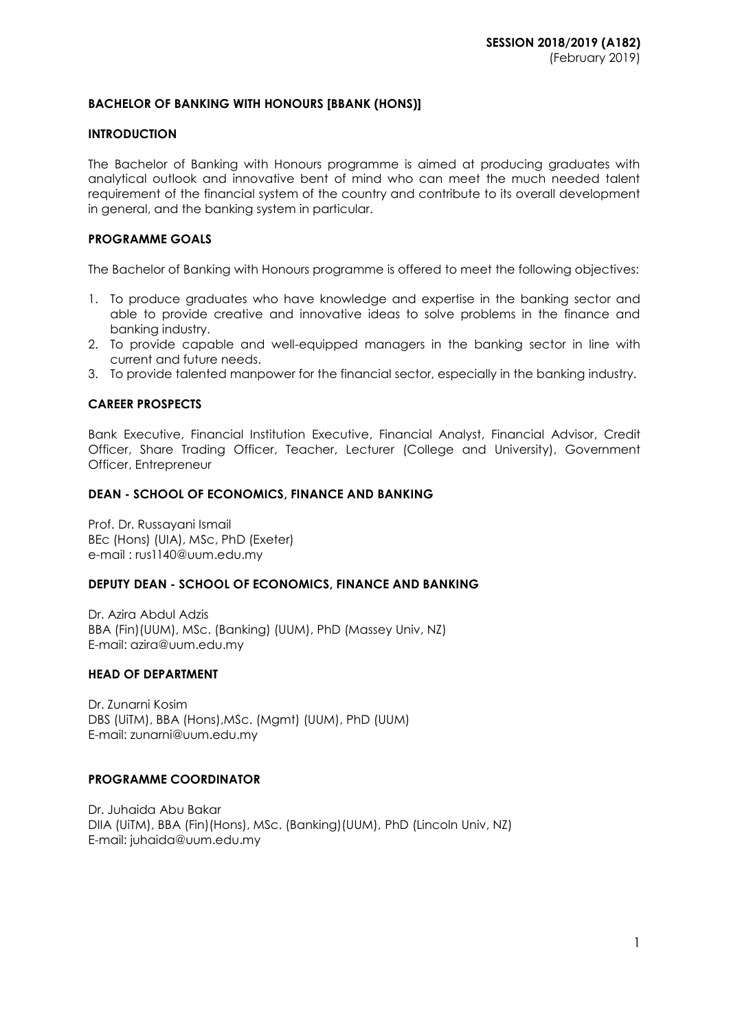**SESSION 2018/2019 (A182)**
(February 2019)

## BACHELOR OF BANKING WITH HONOURS [BBANK (HONS)]

### INTRODUCTION

The Bachelor of Banking with Honours programme is aimed at producing graduates with analytical outlook and innovative bent of mind who can meet the much needed talent requirement of the financial system of the country and contribute to its overall development in general, and the banking system in particular.

### PROGRAMME GOALS

The Bachelor of Banking with Honours programme is offered to meet the following objectives:

1. To produce graduates who have knowledge and expertise in the banking sector and able to provide creative and innovative ideas to solve problems in the finance and banking industry.
2. To provide capable and well-equipped managers in the banking sector in line with current and future needs.
3. To provide talented manpower for the financial sector, especially in the banking industry.

### CAREER PROSPECTS

Bank Executive, Financial Institution Executive, Financial Analyst, Financial Advisor, Credit Officer, Share Trading Officer, Teacher, Lecturer (College and University), Government Officer, Entrepreneur

### DEAN - SCHOOL OF ECONOMICS, FINANCE AND BANKING

Prof. Dr. Russayani Ismail
BEc (Hons) (UIA), MSc, PhD (Exeter)
e-mail : rus1140@uum.edu.my

### DEPUTY DEAN - SCHOOL OF ECONOMICS, FINANCE AND BANKING

Dr. Azira Abdul Adzis
BBA (Fin)(UUM), MSc. (Banking) (UUM), PhD (Massey Univ, NZ)
E-mail: azira@uum.edu.my

### HEAD OF DEPARTMENT

Dr. Zunarni Kosim
DBS (UiTM), BBA (Hons),MSc. (Mgmt) (UUM), PhD (UUM)
E-mail: zunarni@uum.edu.my

### PROGRAMME COORDINATOR

Dr. Juhaida Abu Bakar
DIIA (UiTM), BBA (Fin)(Hons), MSc. (Banking)(UUM), PhD (Lincoln Univ, NZ)
E-mail: juhaida@uum.edu.my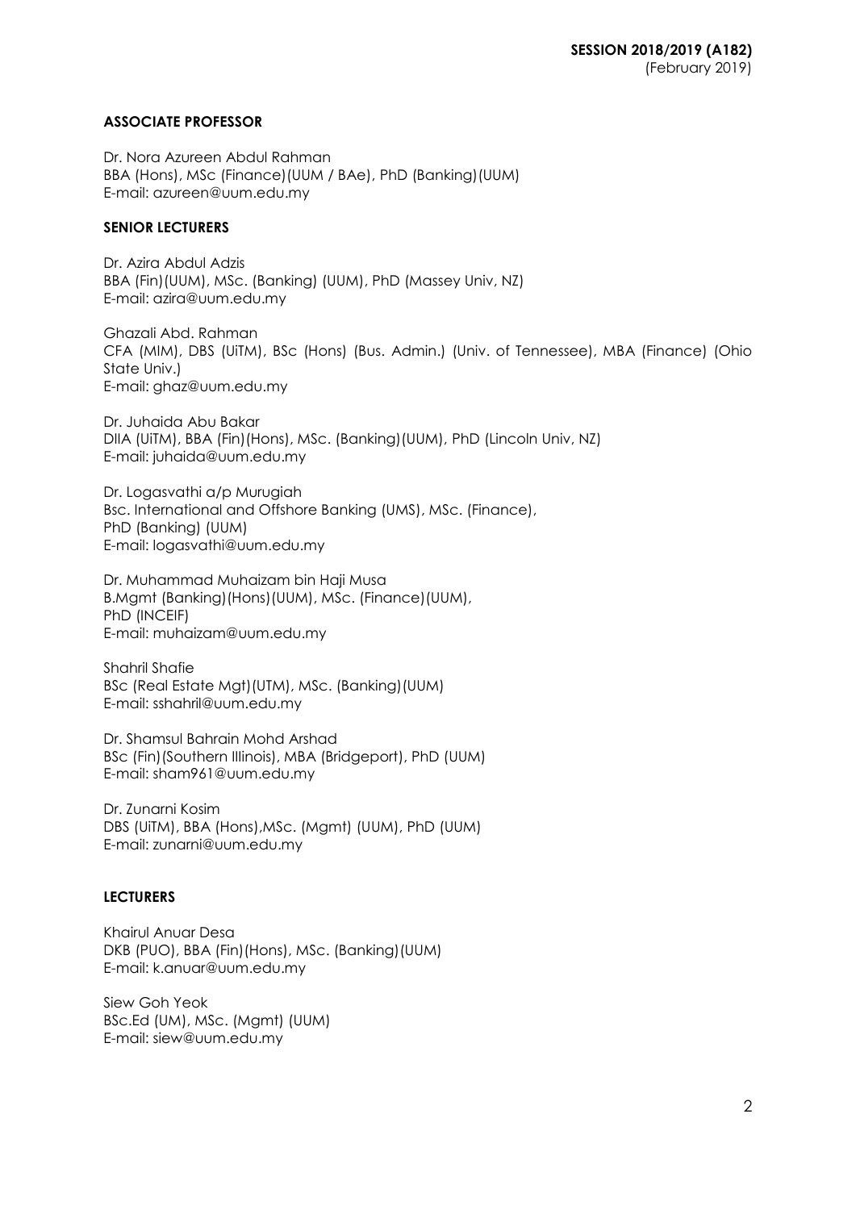**SESSION 2018/2019 (A182)**
(February 2019)

### ASSOCIATE PROFESSOR

Dr. Nora Azureen Abdul Rahman
BBA (Hons), MSc (Finance)(UUM / BAe), PhD (Banking)(UUM)
E-mail: azureen@uum.edu.my

### SENIOR LECTURERS

Dr. Azira Abdul Adzis
BBA (Fin)(UUM), MSc. (Banking) (UUM), PhD (Massey Univ, NZ)
E-mail: azira@uum.edu.my

Ghazali Abd. Rahman
CFA (MIM), DBS (UiTM), BSc (Hons) (Bus. Admin.) (Univ. of Tennessee), MBA (Finance) (Ohio State Univ.)
E-mail: ghaz@uum.edu.my

Dr. Juhaida Abu Bakar
DIIA (UiTM), BBA (Fin)(Hons), MSc. (Banking)(UUM), PhD (Lincoln Univ, NZ)
E-mail: juhaida@uum.edu.my

Dr. Logasvathi a/p Murugiah
Bsc. International and Offshore Banking (UMS), MSc. (Finance),
PhD (Banking) (UUM)
E-mail: logasvathi@uum.edu.my

Dr. Muhammad Muhaizam bin Haji Musa
B.Mgmt (Banking)(Hons)(UUM), MSc. (Finance)(UUM),
PhD (INCEIF)
E-mail: muhaizam@uum.edu.my

Shahril Shafie
BSc (Real Estate Mgt)(UTM), MSc. (Banking)(UUM)
E-mail: sshahril@uum.edu.my

Dr. Shamsul Bahrain Mohd Arshad
BSc (Fin)(Southern Illinois), MBA (Bridgeport), PhD (UUM)
E-mail: sham961@uum.edu.my

Dr. Zunarni Kosim
DBS (UiTM), BBA (Hons),MSc. (Mgmt) (UUM), PhD (UUM)
E-mail: zunarni@uum.edu.my

### LECTURERS

Khairul Anuar Desa
DKB (PUO), BBA (Fin)(Hons), MSc. (Banking)(UUM)
E-mail: k.anuar@uum.edu.my

Siew Goh Yeok
BSc.Ed (UM), MSc. (Mgmt) (UUM)
E-mail: siew@uum.edu.my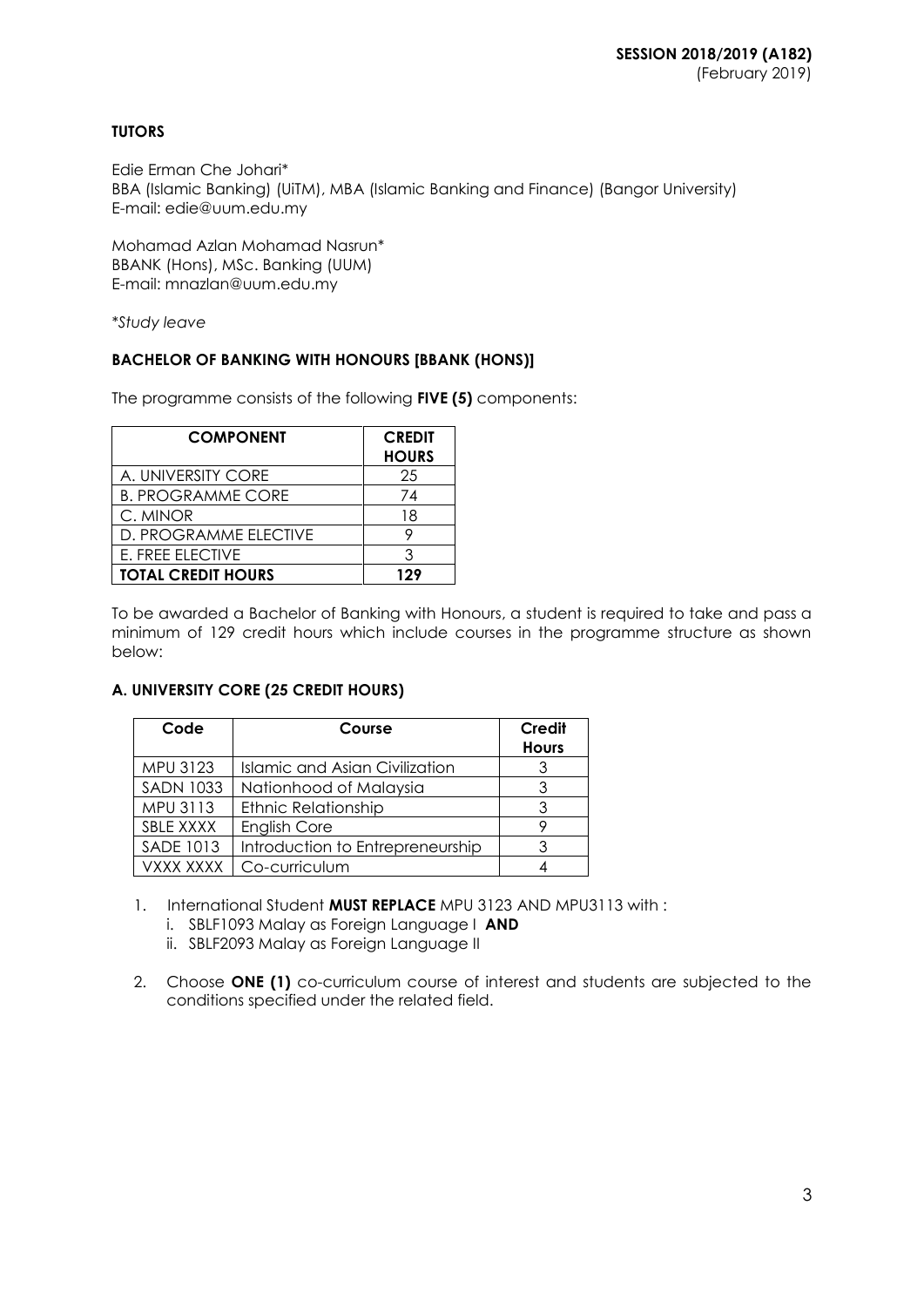**SESSION 2018/2019 (A182)**
(February 2019)

**TUTORS**

Edie Erman Che Johari*
BBA (Islamic Banking) (UiTM), MBA (Islamic Banking and Finance) (Bangor University)
E-mail: edie@uum.edu.my

Mohamad Azlan Mohamad Nasrun*
BBANK (Hons), MSc. Banking (UUM)
E-mail: mnazlan@uum.edu.my

**Study leave*

**BACHELOR OF BANKING WITH HONOURS [BBANK (HONS)]**

The programme consists of the following **FIVE (5)** components:

| COMPONENT | CREDIT HOURS |
|---|---|
| A. UNIVERSITY CORE | 25 |
| B. PROGRAMME CORE | 74 |
| C. MINOR | 18 |
| D. PROGRAMME ELECTIVE | 9 |
| E. FREE ELECTIVE | 3 |
| **TOTAL CREDIT HOURS** | **129** |

To be awarded a Bachelor of Banking with Honours, a student is required to take and pass a minimum of 129 credit hours which include courses in the programme structure as shown below:

**A. UNIVERSITY CORE (25 CREDIT HOURS)**

| Code | Course | Credit Hours |
|---|---|---|
| MPU 3123 | Islamic and Asian Civilization | 3 |
| SADN 1033 | Nationhood of Malaysia | 3 |
| MPU 3113 | Ethnic Relationship | 3 |
| SBLE XXXX | English Core | 9 |
| SADE 1013 | Introduction to Entrepreneurship | 3 |
| VXXX XXXX | Co-curriculum | 4 |

1. International Student **MUST REPLACE** MPU 3123 AND MPU3113 with :
   i. SBLF1093 Malay as Foreign Language I **AND**
   ii. SBLF2093 Malay as Foreign Language II
2. Choose **ONE (1)** co-curriculum course of interest and students are subjected to the conditions specified under the related field.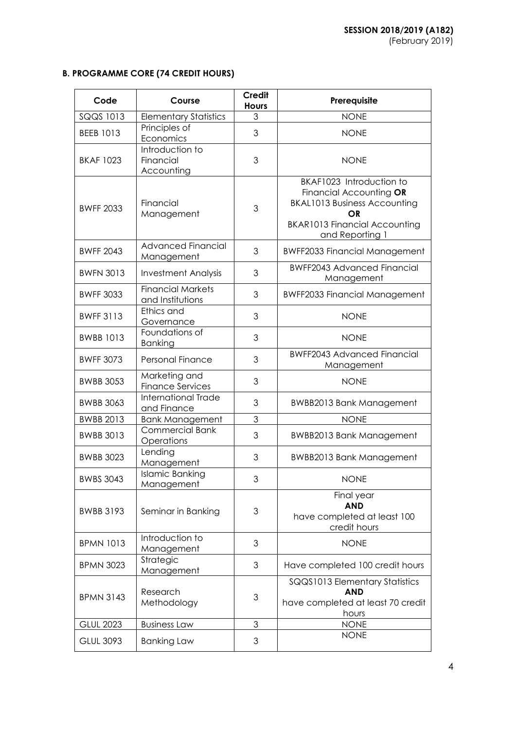## B. PROGRAMME CORE (74 CREDIT HOURS)

| Code | Course | Credit Hours | Prerequisite |
|---|---|---|---|
| SQQS 1013 | Elementary Statistics | 3 | NONE |
| BEEB 1013 | Principles of Economics | 3 | NONE |
| BKAF 1023 | Introduction to Financial Accounting | 3 | NONE |
| BWFF 2033 | Financial Management | 3 | BKAF1023 Introduction to Financial Accounting **OR** BKAL1013 Business Accounting **OR** BKAR1013 Financial Accounting and Reporting 1 |
| BWFF 2043 | Advanced Financial Management | 3 | BWFF2033 Financial Management |
| BWFN 3013 | Investment Analysis | 3 | BWFF2043 Advanced Financial Management |
| BWFF 3033 | Financial Markets and Institutions | 3 | BWFF2033 Financial Management |
| BWFF 3113 | Ethics and Governance | 3 | NONE |
| BWBB 1013 | Foundations of Banking | 3 | NONE |
| BWFF 3073 | Personal Finance | 3 | BWFF2043 Advanced Financial Management |
| BWBB 3053 | Marketing and Finance Services | 3 | NONE |
| BWBB 3063 | International Trade and Finance | 3 | BWBB2013 Bank Management |
| BWBB 2013 | Bank Management | 3 | NONE |
| BWBB 3013 | Commercial Bank Operations | 3 | BWBB2013 Bank Management |
| BWBB 3023 | Lending Management | 3 | BWBB2013 Bank Management |
| BWBS 3043 | Islamic Banking Management | 3 | NONE |
| BWBB 3193 | Seminar in Banking | 3 | Final year **AND** have completed at least 100 credit hours |
| BPMN 1013 | Introduction to Management | 3 | NONE |
| BPMN 3023 | Strategic Management | 3 | Have completed 100 credit hours |
| BPMN 3143 | Research Methodology | 3 | SQQS1013 Elementary Statistics **AND** have completed at least 70 credit hours |
| GLUL 2023 | Business Law | 3 | NONE |
| GLUL 3093 | Banking Law | 3 | NONE |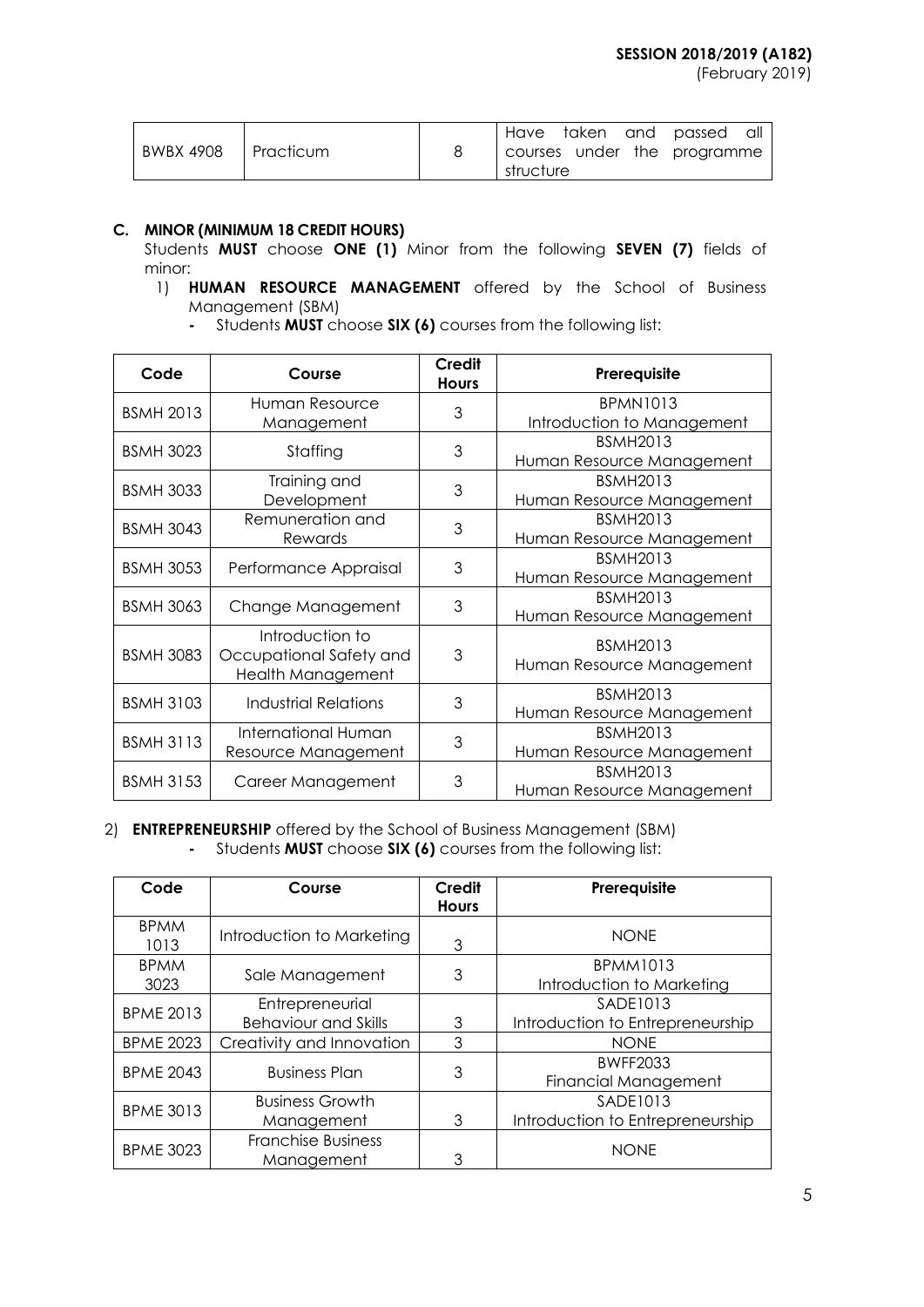| BWBX 4908 | Practicum | 8 | Have taken and passed all courses under the programme structure |
|---|---|---|---|

**C. MINOR (MINIMUM 18 CREDIT HOURS)**

Students **MUST** choose **ONE (1)** Minor from the following **SEVEN (7)** fields of minor:

1) **HUMAN RESOURCE MANAGEMENT** offered by the School of Business Management (SBM)
   - Students **MUST** choose **SIX (6)** courses from the following list:

| Code | Course | Credit Hours | Prerequisite |
|---|---|---|---|
| BSMH 2013 | Human Resource Management | 3 | BPMN1013 Introduction to Management |
| BSMH 3023 | Staffing | 3 | BSMH2013 Human Resource Management |
| BSMH 3033 | Training and Development | 3 | BSMH2013 Human Resource Management |
| BSMH 3043 | Remuneration and Rewards | 3 | BSMH2013 Human Resource Management |
| BSMH 3053 | Performance Appraisal | 3 | BSMH2013 Human Resource Management |
| BSMH 3063 | Change Management | 3 | BSMH2013 Human Resource Management |
| BSMH 3083 | Introduction to Occupational Safety and Health Management | 3 | BSMH2013 Human Resource Management |
| BSMH 3103 | Industrial Relations | 3 | BSMH2013 Human Resource Management |
| BSMH 3113 | International Human Resource Management | 3 | BSMH2013 Human Resource Management |
| BSMH 3153 | Career Management | 3 | BSMH2013 Human Resource Management |

2) **ENTREPRENEURSHIP** offered by the School of Business Management (SBM)
   - Students **MUST** choose **SIX (6)** courses from the following list:

| Code | Course | Credit Hours | Prerequisite |
|---|---|---|---|
| BPMM 1013 | Introduction to Marketing | 3 | NONE |
| BPMM 3023 | Sale Management | 3 | BPMM1013 Introduction to Marketing |
| BPME 2013 | Entrepreneurial Behaviour and Skills | 3 | SADE1013 Introduction to Entrepreneurship |
| BPME 2023 | Creativity and Innovation | 3 | NONE |
| BPME 2043 | Business Plan | 3 | BWFF2033 Financial Management |
| BPME 3013 | Business Growth Management | 3 | SADE1013 Introduction to Entrepreneurship |
| BPME 3023 | Franchise Business Management | 3 | NONE |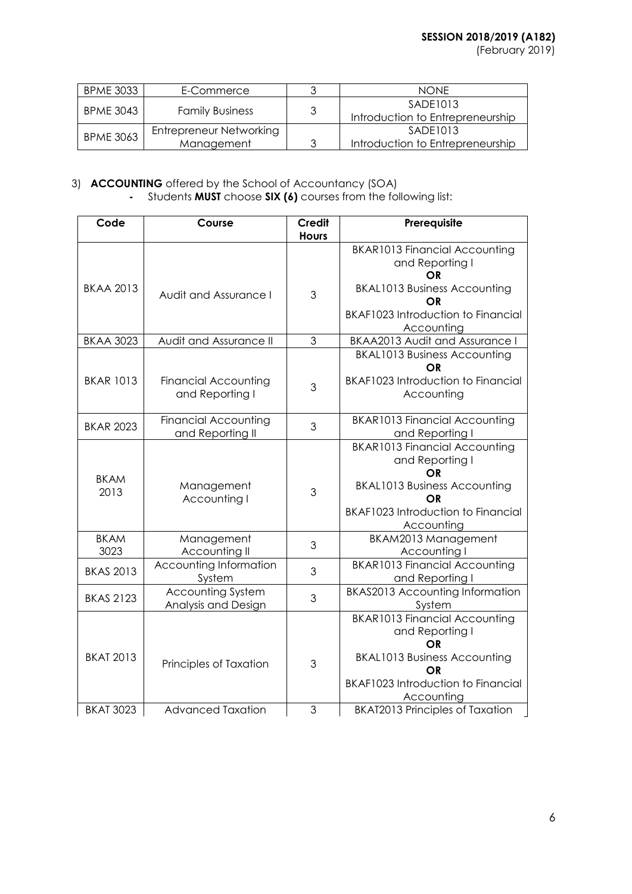| BPME 3033 | E-Commerce | 3 | NONE |
|---|---|---|---|
| BPME 3043 | Family Business | 3 | SADE1013 Introduction to Entrepreneurship |
| BPME 3063 | Entrepreneur Networking Management | 3 | SADE1013 Introduction to Entrepreneurship |

3) **ACCOUNTING** offered by the School of Accountancy (SOA)
   - Students **MUST** choose **SIX (6)** courses from the following list:

| Code | Course | Credit Hours | Prerequisite |
|---|---|---|---|
| BKAA 2013 | Audit and Assurance I | 3 | BKAR1013 Financial Accounting and Reporting I **OR** BKAL1013 Business Accounting **OR** BKAF1023 Introduction to Financial Accounting |
| BKAA 3023 | Audit and Assurance II | 3 | BKAA2013 Audit and Assurance I |
| BKAR 1013 | Financial Accounting and Reporting I | 3 | BKAL1013 Business Accounting **OR** BKAF1023 Introduction to Financial Accounting |
| BKAR 2023 | Financial Accounting and Reporting II | 3 | BKAR1013 Financial Accounting and Reporting I |
| BKAM 2013 | Management Accounting I | 3 | BKAR1013 Financial Accounting and Reporting I **OR** BKAL1013 Business Accounting **OR** BKAF1023 Introduction to Financial Accounting |
| BKAM 3023 | Management Accounting II | 3 | BKAM2013 Management Accounting I |
| BKAS 2013 | Accounting Information System | 3 | BKAR1013 Financial Accounting and Reporting I |
| BKAS 2123 | Accounting System Analysis and Design | 3 | BKAS2013 Accounting Information System |
| BKAT 2013 | Principles of Taxation | 3 | BKAR1013 Financial Accounting and Reporting I **OR** BKAL1013 Business Accounting **OR** BKAF1023 Introduction to Financial Accounting |
| BKAT 3023 | Advanced Taxation | 3 | BKAT2013 Principles of Taxation |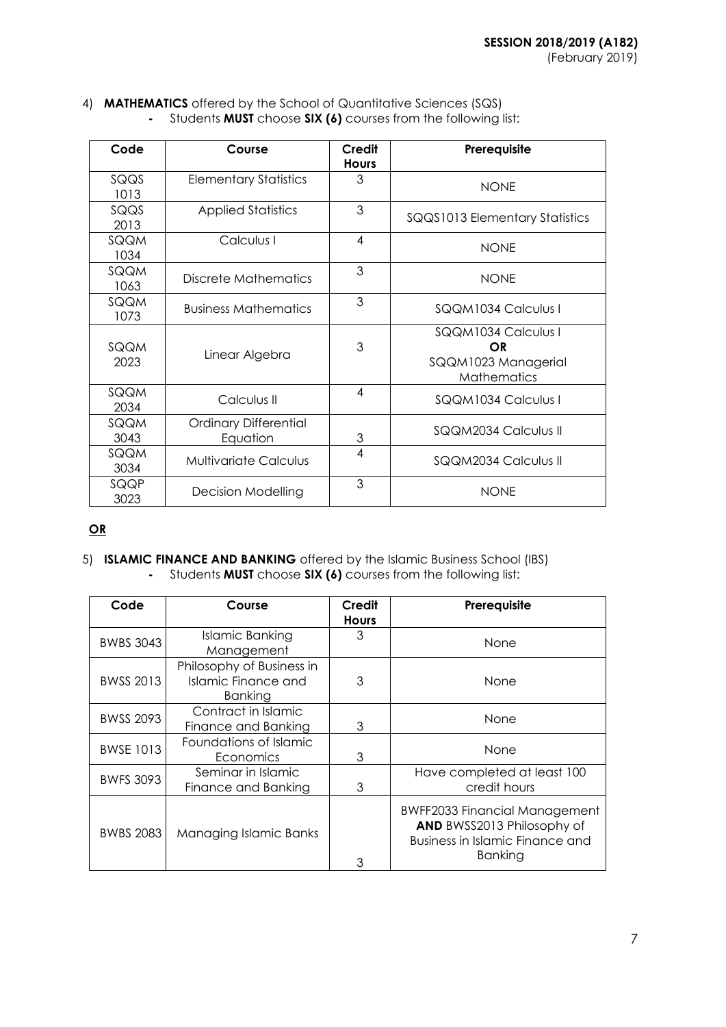4) **MATHEMATICS** offered by the School of Quantitative Sciences (SQS)
   - Students **MUST** choose **SIX (6)** courses from the following list:

| Code | Course | Credit Hours | Prerequisite |
|---|---|---|---|
| SQQS 1013 | Elementary Statistics | 3 | NONE |
| SQQS 2013 | Applied Statistics | 3 | SQQS1013 Elementary Statistics |
| SQQM 1034 | Calculus I | 4 | NONE |
| SQQM 1063 | Discrete Mathematics | 3 | NONE |
| SQQM 1073 | Business Mathematics | 3 | SQQM1034 Calculus I |
| SQQM 2023 | Linear Algebra | 3 | SQQM1034 Calculus I **OR** SQQM1023 Managerial Mathematics |
| SQQM 2034 | Calculus II | 4 | SQQM1034 Calculus I |
| SQQM 3043 | Ordinary Differential Equation | 3 | SQQM2034 Calculus II |
| SQQM 3034 | Multivariate Calculus | 4 | SQQM2034 Calculus II |
| SQQP 3023 | Decision Modelling | 3 | NONE |

**OR**

5) **ISLAMIC FINANCE AND BANKING** offered by the Islamic Business School (IBS)
   - Students **MUST** choose **SIX (6)** courses from the following list:

| Code | Course | Credit Hours | Prerequisite |
|---|---|---|---|
| BWBS 3043 | Islamic Banking Management | 3 | None |
| BWSS 2013 | Philosophy of Business in Islamic Finance and Banking | 3 | None |
| BWSS 2093 | Contract in Islamic Finance and Banking | 3 | None |
| BWSE 1013 | Foundations of Islamic Economics | 3 | None |
| BWFS 3093 | Seminar in Islamic Finance and Banking | 3 | Have completed at least 100 credit hours |
| BWBS 2083 | Managing Islamic Banks | 3 | BWFF2033 Financial Management **AND** BWSS2013 Philosophy of Business in Islamic Finance and Banking |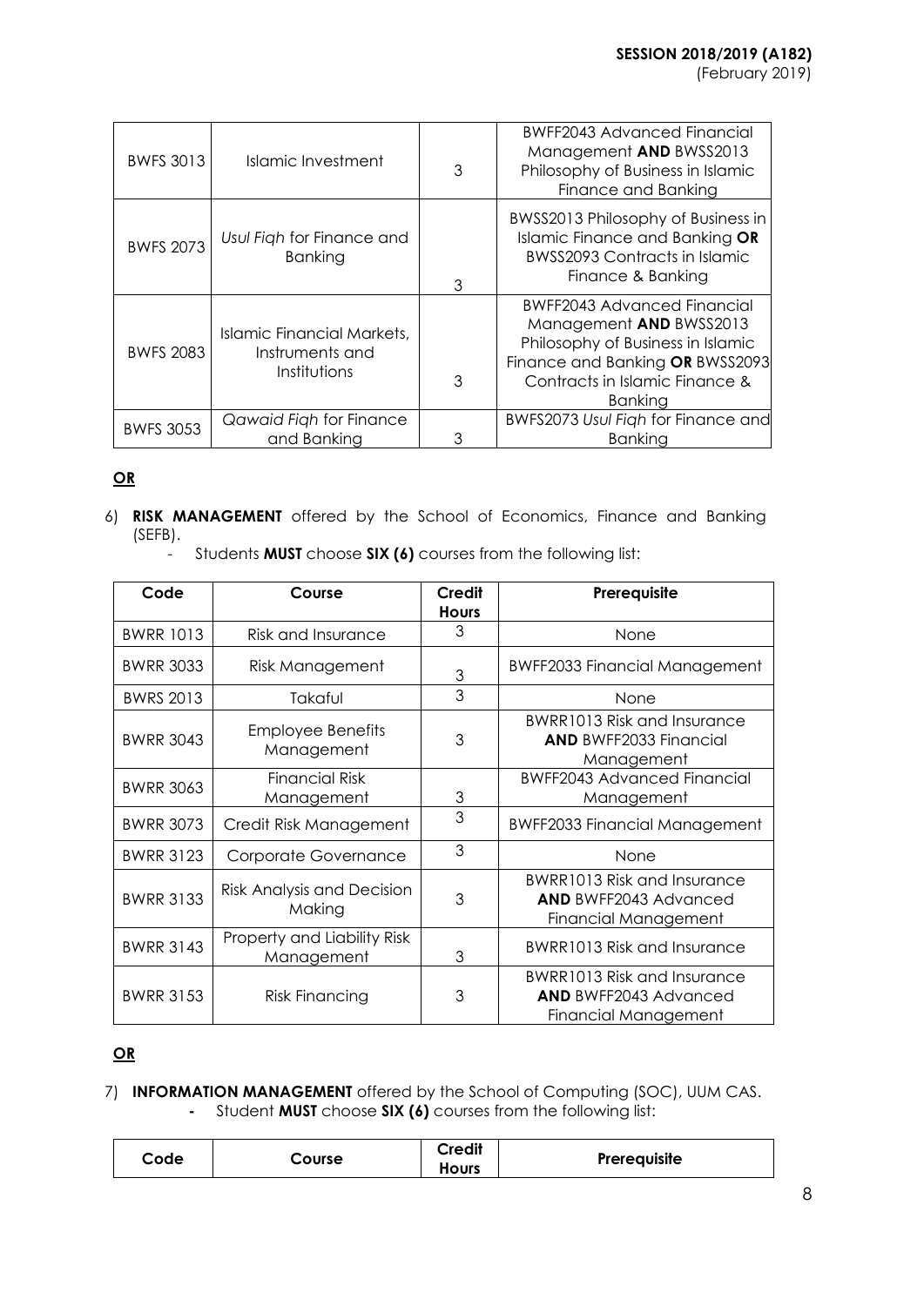| BWFS 3013 | Islamic Investment | 3 | BWFF2043 Advanced Financial Management **AND** BWSS2013 Philosophy of Business in Islamic Finance and Banking |
|---|---|---|---|
| BWFS 2073 | *Usul Fiqh* for Finance and Banking | 3 | BWSS2013 Philosophy of Business in Islamic Finance and Banking **OR** BWSS2093 Contracts in Islamic Finance & Banking |
| BWFS 2083 | Islamic Financial Markets, Instruments and Institutions | 3 | BWFF2043 Advanced Financial Management **AND** BWSS2013 Philosophy of Business in Islamic Finance and Banking **OR** BWSS2093 Contracts in Islamic Finance & Banking |
| BWFS 3053 | *Qawaid Fiqh* for Finance and Banking | 3 | BWFS2073 *Usul Fiqh* for Finance and Banking |

**OR**

6) **RISK MANAGEMENT** offered by the School of Economics, Finance and Banking (SEFB).
   - Students **MUST** choose **SIX (6)** courses from the following list:

| Code | Course | Credit Hours | Prerequisite |
|---|---|---|---|
| BWRR 1013 | Risk and Insurance | 3 | None |
| BWRR 3033 | Risk Management | 3 | BWFF2033 Financial Management |
| BWRS 2013 | Takaful | 3 | None |
| BWRR 3043 | Employee Benefits Management | 3 | BWRR1013 Risk and Insurance **AND** BWFF2033 Financial Management |
| BWRR 3063 | Financial Risk Management | 3 | BWFF2043 Advanced Financial Management |
| BWRR 3073 | Credit Risk Management | 3 | BWFF2033 Financial Management |
| BWRR 3123 | Corporate Governance | 3 | None |
| BWRR 3133 | Risk Analysis and Decision Making | 3 | BWRR1013 Risk and Insurance **AND** BWFF2043 Advanced Financial Management |
| BWRR 3143 | Property and Liability Risk Management | 3 | BWRR1013 Risk and Insurance |
| BWRR 3153 | Risk Financing | 3 | BWRR1013 Risk and Insurance **AND** BWFF2043 Advanced Financial Management |

**OR**

7) **INFORMATION MANAGEMENT** offered by the School of Computing (SOC), UUM CAS.
   - Student **MUST** choose **SIX (6)** courses from the following list:

| Code | Course | Credit Hours | Prerequisite |
|---|---|---|---|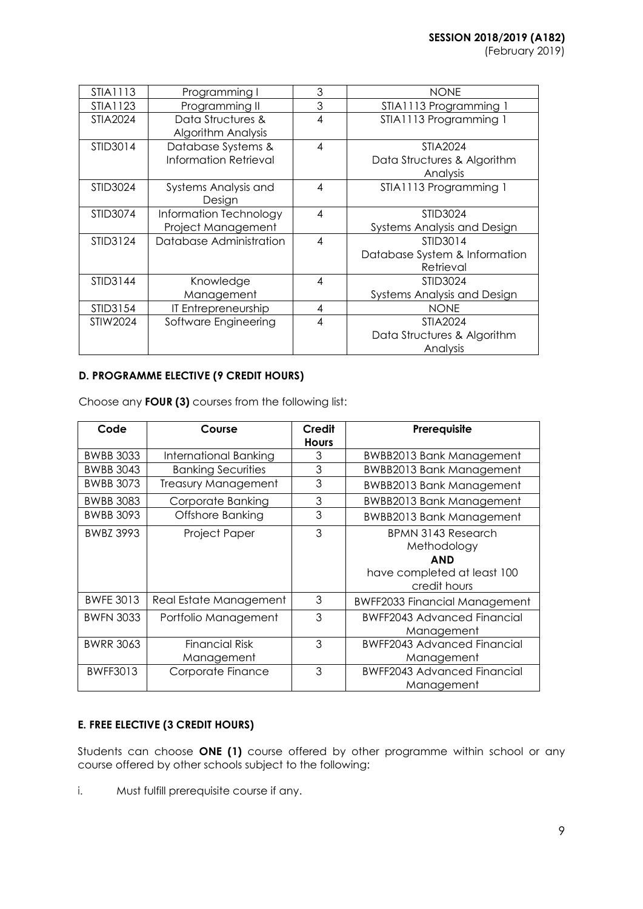| STIA1113 | Programming I | 3 | NONE |
|---|---|---|---|
| STIA1123 | Programming II | 3 | STIA1113 Programming 1 |
| STIA2024 | Data Structures & Algorithm Analysis | 4 | STIA1113 Programming 1 |
| STID3014 | Database Systems & Information Retrieval | 4 | STIA2024 Data Structures & Algorithm Analysis |
| STID3024 | Systems Analysis and Design | 4 | STIA1113 Programming 1 |
| STID3074 | Information Technology Project Management | 4 | STID3024 Systems Analysis and Design |
| STID3124 | Database Administration | 4 | STID3014 Database System & Information Retrieval |
| STID3144 | Knowledge Management | 4 | STID3024 Systems Analysis and Design |
| STID3154 | IT Entrepreneurship | 4 | NONE |
| STIW2024 | Software Engineering | 4 | STIA2024 Data Structures & Algorithm Analysis |

**D. PROGRAMME ELECTIVE (9 CREDIT HOURS)**

Choose any **FOUR (3)** courses from the following list:

| Code | Course | Credit Hours | Prerequisite |
|---|---|---|---|
| BWBB 3033 | International Banking | 3 | BWBB2013 Bank Management |
| BWBB 3043 | Banking Securities | 3 | BWBB2013 Bank Management |
| BWBB 3073 | Treasury Management | 3 | BWBB2013 Bank Management |
| BWBB 3083 | Corporate Banking | 3 | BWBB2013 Bank Management |
| BWBB 3093 | Offshore Banking | 3 | BWBB2013 Bank Management |
| BWBZ 3993 | Project Paper | 3 | BPMN 3143 Research Methodology **AND** have completed at least 100 credit hours |
| BWFE 3013 | Real Estate Management | 3 | BWFF2033 Financial Management |
| BWFN 3033 | Portfolio Management | 3 | BWFF2043 Advanced Financial Management |
| BWRR 3063 | Financial Risk Management | 3 | BWFF2043 Advanced Financial Management |
| BWFF3013 | Corporate Finance | 3 | BWFF2043 Advanced Financial Management |

**E. FREE ELECTIVE (3 CREDIT HOURS)**

Students can choose **ONE (1)** course offered by other programme within school or any course offered by other schools subject to the following:

i. Must fulfill prerequisite course if any.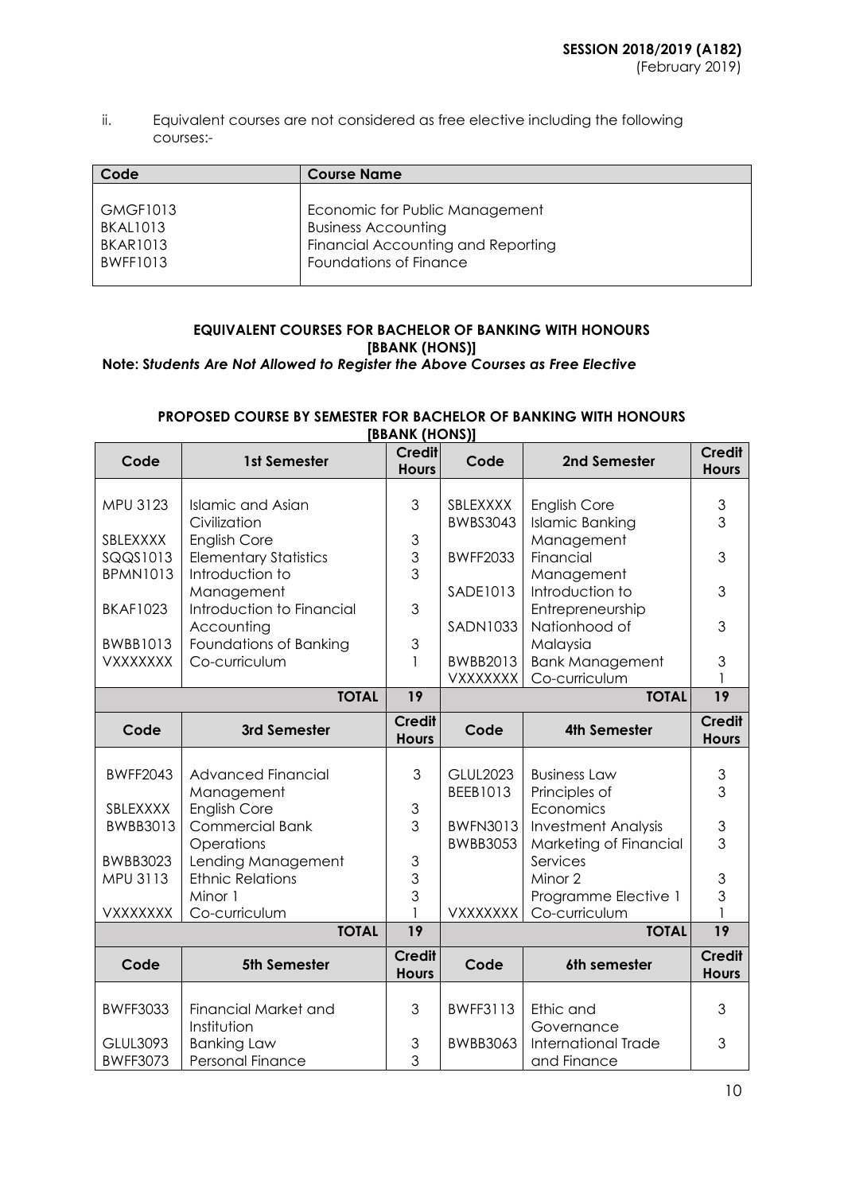ii. Equivalent courses are not considered as free elective including the following courses:-

| Code | Course Name |
|---|---|
| GMGF1013<br>BKAL1013<br>BKAR1013<br>BWFF1013 | Economic for Public Management<br>Business Accounting<br>Financial Accounting and Reporting<br>Foundations of Finance |

**EQUIVALENT COURSES FOR BACHELOR OF BANKING WITH HONOURS [BBANK (HONS)]**

**Note: *Students Are Not Allowed to Register the Above Courses as Free Elective***

**PROPOSED COURSE BY SEMESTER FOR BACHELOR OF BANKING WITH HONOURS [BBANK (HONS)]**

| Code | 1st Semester | Credit Hours | Code | 2nd Semester | Credit Hours |
|---|---|---|---|---|---|
| MPU 3123 | Islamic and Asian Civilization | 3 | SBLEXXXX | English Core | 3 |
| SBLEXXXX | English Core | 3 | BWBS3043 | Islamic Banking Management | 3 |
| SQQS1013 | Elementary Statistics | 3 | BWFF2033 | Financial Management | 3 |
| BPMN1013 | Introduction to Management | 3 | SADE1013 | Introduction to Entrepreneurship | 3 |
| BKAF1023 | Introduction to Financial Accounting | 3 | SADN1033 | Nationhood of Malaysia | 3 |
| BWBB1013 | Foundations of Banking | 3 | BWBB2013 | Bank Management | 3 |
| VXXXXXXX | Co-curriculum | 1 | VXXXXXXX | Co-curriculum | 1 |
| | **TOTAL** | **19** | | **TOTAL** | **19** |
| **Code** | **3rd Semester** | **Credit Hours** | **Code** | **4th Semester** | **Credit Hours** |
| BWFF2043 | Advanced Financial Management | 3 | GLUL2023 | Business Law | 3 |
| SBLEXXXX | English Core | 3 | BEEB1013 | Principles of Economics | 3 |
| BWBB3013 | Commercial Bank Operations | 3 | BWFN3013 | Investment Analysis | 3 |
| BWBB3023 | Lending Management | 3 | BWBB3053 | Marketing of Financial Services | 3 |
| MPU 3113 | Ethnic Relations | 3 | | Minor 2 | 3 |
| | Minor 1 | 3 | | Programme Elective 1 | 3 |
| VXXXXXXX | Co-curriculum | 1 | VXXXXXXX | Co-curriculum | 1 |
| | **TOTAL** | **19** | | **TOTAL** | **19** |
| **Code** | **5th Semester** | **Credit Hours** | **Code** | **6th semester** | **Credit Hours** |
| BWFF3033 | Financial Market and Institution | 3 | BWFF3113 | Ethic and Governance | 3 |
| GLUL3093 | Banking Law | 3 | BWBB3063 | International Trade and Finance | 3 |
| BWFF3073 | Personal Finance | 3 | | | |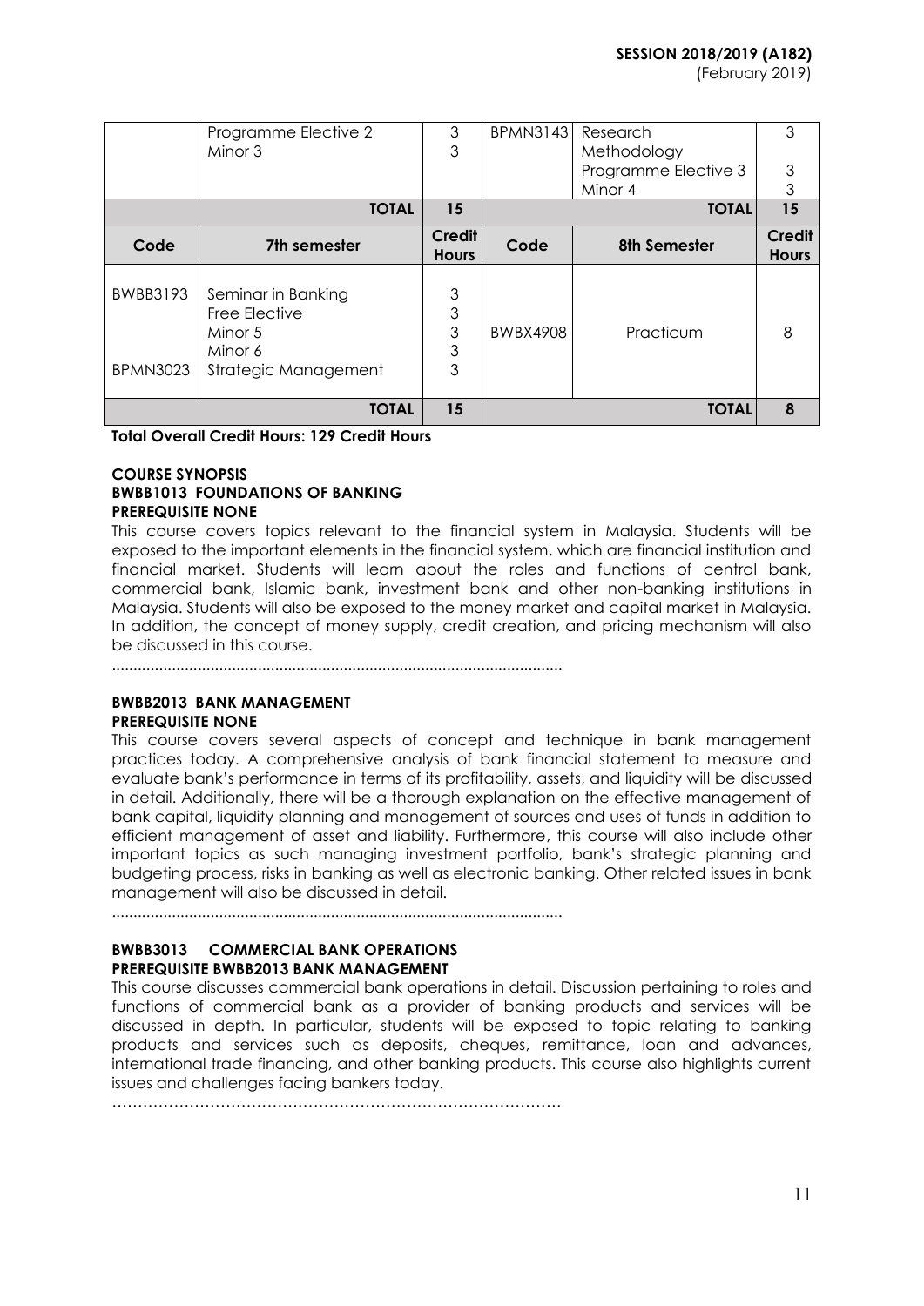| Code | | Credit Hours | Code | | Credit Hours |
|---|---|---|---|---|---|
| | Programme Elective 2<br>Minor 3 | 3<br>3 | BPMN3143 | Research Methodology<br>Programme Elective 3<br>Minor 4 | 3<br>3<br>3 |
| | **TOTAL** | **15** | | **TOTAL** | **15** |
| **Code** | **7th semester** | **Credit Hours** | **Code** | **8th Semester** | **Credit Hours** |
| BWBB3193<br><br><br><br>BPMN3023 | Seminar in Banking<br>Free Elective<br>Minor 5<br>Minor 6<br>Strategic Management | 3<br>3<br>3<br>3<br>3 | BWBX4908 | Practicum | 8 |
| | **TOTAL** | **15** | | **TOTAL** | **8** |

**Total Overall Credit Hours: 129 Credit Hours**

## COURSE SYNOPSIS

### BWBB1013 FOUNDATIONS OF BANKING

**PREREQUISITE NONE**

This course covers topics relevant to the financial system in Malaysia. Students will be exposed to the important elements in the financial system, which are financial institution and financial market. Students will learn about the roles and functions of central bank, commercial bank, Islamic bank, investment bank and other non-banking institutions in Malaysia. Students will also be exposed to the money market and capital market in Malaysia. In addition, the concept of money supply, credit creation, and pricing mechanism will also be discussed in this course.

.........................................................................................................

### BWBB2013 BANK MANAGEMENT

**PREREQUISITE NONE**

This course covers several aspects of concept and technique in bank management practices today. A comprehensive analysis of bank financial statement to measure and evaluate bank's performance in terms of its profitability, assets, and liquidity will be discussed in detail. Additionally, there will be a thorough explanation on the effective management of bank capital, liquidity planning and management of sources and uses of funds in addition to efficient management of asset and liability. Furthermore, this course will also include other important topics as such managing investment portfolio, bank's strategic planning and budgeting process, risks in banking as well as electronic banking. Other related issues in bank management will also be discussed in detail.

.........................................................................................................

### BWBB3013 COMMERCIAL BANK OPERATIONS

**PREREQUISITE BWBB2013 BANK MANAGEMENT**

This course discusses commercial bank operations in detail. Discussion pertaining to roles and functions of commercial bank as a provider of banking products and services will be discussed in depth. In particular, students will be exposed to topic relating to banking products and services such as deposits, cheques, remittance, loan and advances, international trade financing, and other banking products. This course also highlights current issues and challenges facing bankers today.

………………………………………………………………………………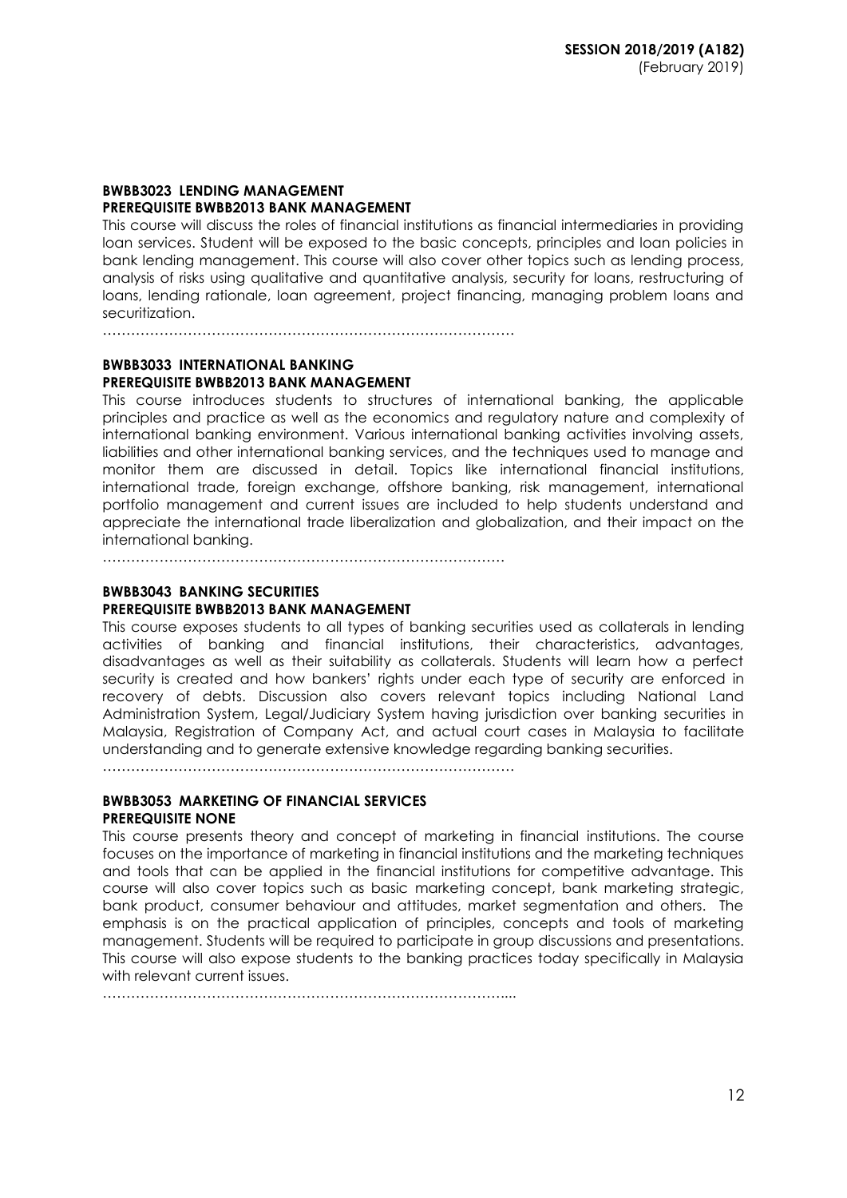**BWBB3023 LENDING MANAGEMENT**
**PREREQUISITE BWBB2013 BANK MANAGEMENT**

This course will discuss the roles of financial institutions as financial intermediaries in providing loan services. Student will be exposed to the basic concepts, principles and loan policies in bank lending management. This course will also cover other topics such as lending process, analysis of risks using qualitative and quantitative analysis, security for loans, restructuring of loans, lending rationale, loan agreement, project financing, managing problem loans and securitization.

…………………………………………………………………………

**BWBB3033 INTERNATIONAL BANKING**
**PREREQUISITE BWBB2013 BANK MANAGEMENT**

This course introduces students to structures of international banking, the applicable principles and practice as well as the economics and regulatory nature and complexity of international banking environment. Various international banking activities involving assets, liabilities and other international banking services, and the techniques used to manage and monitor them are discussed in detail. Topics like international financial institutions, international trade, foreign exchange, offshore banking, risk management, international portfolio management and current issues are included to help students understand and appreciate the international trade liberalization and globalization, and their impact on the international banking.

…………………………………………………………………………

**BWBB3043 BANKING SECURITIES**
**PREREQUISITE BWBB2013 BANK MANAGEMENT**

This course exposes students to all types of banking securities used as collaterals in lending activities of banking and financial institutions, their characteristics, advantages, disadvantages as well as their suitability as collaterals. Students will learn how a perfect security is created and how bankers' rights under each type of security are enforced in recovery of debts. Discussion also covers relevant topics including National Land Administration System, Legal/Judiciary System having jurisdiction over banking securities in Malaysia, Registration of Company Act, and actual court cases in Malaysia to facilitate understanding and to generate extensive knowledge regarding banking securities.

…………………………………………………………………………

**BWBB3053 MARKETING OF FINANCIAL SERVICES**
**PREREQUISITE NONE**

This course presents theory and concept of marketing in financial institutions. The course focuses on the importance of marketing in financial institutions and the marketing techniques and tools that can be applied in the financial institutions for competitive advantage. This course will also cover topics such as basic marketing concept, bank marketing strategic, bank product, consumer behaviour and attitudes, market segmentation and others. The emphasis is on the practical application of principles, concepts and tools of marketing management. Students will be required to participate in group discussions and presentations. This course will also expose students to the banking practices today specifically in Malaysia with relevant current issues.

…………………………………………………………………………....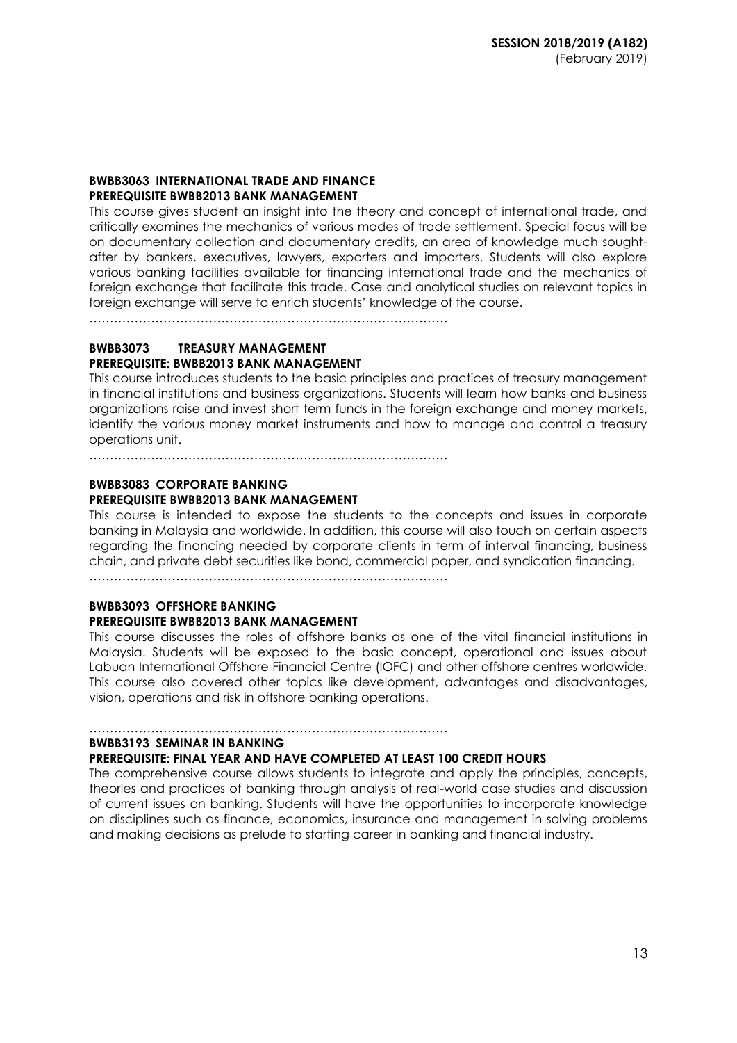**BWBB3063 INTERNATIONAL TRADE AND FINANCE**
**PREREQUISITE BWBB2013 BANK MANAGEMENT**

This course gives student an insight into the theory and concept of international trade, and critically examines the mechanics of various modes of trade settlement. Special focus will be on documentary collection and documentary credits, an area of knowledge much sought-after by bankers, executives, lawyers, exporters and importers. Students will also explore various banking facilities available for financing international trade and the mechanics of foreign exchange that facilitate this trade. Case and analytical studies on relevant topics in foreign exchange will serve to enrich students' knowledge of the course.

……………………………………………………………………………

**BWBB3073 TREASURY MANAGEMENT**
**PREREQUISITE: BWBB2013 BANK MANAGEMENT**

This course introduces students to the basic principles and practices of treasury management in financial institutions and business organizations. Students will learn how banks and business organizations raise and invest short term funds in the foreign exchange and money markets, identify the various money market instruments and how to manage and control a treasury operations unit.

……………………………………………………………………………

**BWBB3083 CORPORATE BANKING**
**PREREQUISITE BWBB2013 BANK MANAGEMENT**

This course is intended to expose the students to the concepts and issues in corporate banking in Malaysia and worldwide. In addition, this course will also touch on certain aspects regarding the financing needed by corporate clients in term of interval financing, business chain, and private debt securities like bond, commercial paper, and syndication financing.

……………………………………………………………………………

**BWBB3093 OFFSHORE BANKING**
**PREREQUISITE BWBB2013 BANK MANAGEMENT**

This course discusses the roles of offshore banks as one of the vital financial institutions in Malaysia. Students will be exposed to the basic concept, operational and issues about Labuan International Offshore Financial Centre (IOFC) and other offshore centres worldwide. This course also covered other topics like development, advantages and disadvantages, vision, operations and risk in offshore banking operations.

……………………………………………………………………………

**BWBB3193 SEMINAR IN BANKING**
**PREREQUISITE: FINAL YEAR AND HAVE COMPLETED AT LEAST 100 CREDIT HOURS**

The comprehensive course allows students to integrate and apply the principles, concepts, theories and practices of banking through analysis of real-world case studies and discussion of current issues on banking. Students will have the opportunities to incorporate knowledge on disciplines such as finance, economics, insurance and management in solving problems and making decisions as prelude to starting career in banking and financial industry.